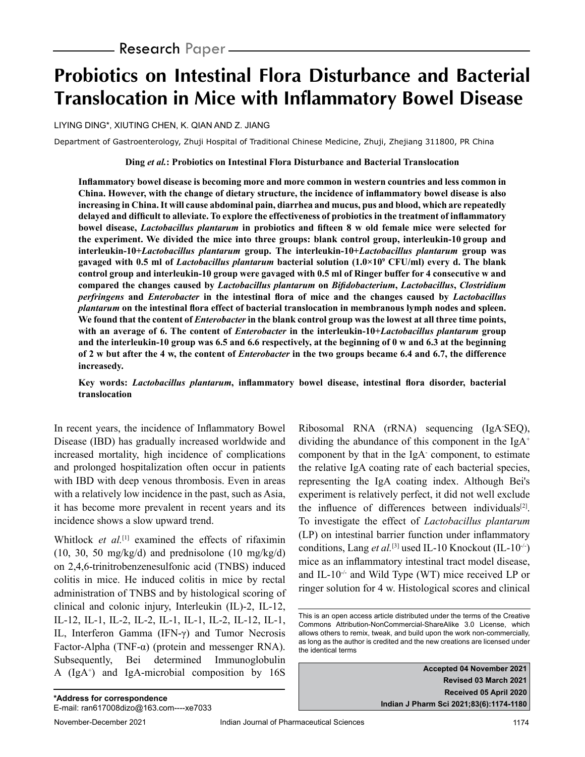Research Paper

# Probiotics on Intestinal Flora Disturbance and Bacterial Translocation in Mice with Inflammatory Bowel Disease

LIYING DING*, XIUTING CHEN, K. QIAN AND Z. JIANG

Department of Gastroenterology, Zhuji Hospital of Traditional Chinese Medicine, Zhuji, Zhejiang 311800, PR China

**Ding *et al.*: Probiotics on Intestinal Flora Disturbance and Bacterial Translocation**

**Inflammatory bowel disease is becoming more and more common in western countries and less common in China. However, with the change of dietary structure, the incidence of inflammatory bowel disease is also increasing in China. It will cause abdominal pain, diarrhea and mucus, pus and blood, which are repeatedly delayed and difficult to alleviate. To explore the effectiveness of probiotics in the treatment of inflammatory bowel disease, *Lactobacillus plantarum* in probiotics and fifteen 8 w old female mice were selected for the experiment. We divided the mice into three groups: blank control group, interleukin-10 group and interleukin-10+*Lactobacillus plantarum* group. The interleukin-10+*Lactobacillus plantarum* group was gavaged with 0.5 ml of *Lactobacillus plantarum* bacterial solution ($1.0\times10^9$ CFU/ml) every d. The blank control group and interleukin-10 group were gavaged with 0.5 ml of Ringer buffer for 4 consecutive w and compared the changes caused by *Lactobacillus plantarum* on *Bifidobacterium*, *Lactobacillus*, *Clostridium perfringens* and *Enterobacter* in the intestinal flora of mice and the changes caused by *Lactobacillus plantarum* on the intestinal flora effect of bacterial translocation in membranous lymph nodes and spleen. We found that the content of *Enterobacter* in the blank control group was the lowest at all three time points, with an average of 6. The content of *Enterobacter* in the interleukin-10+*Lactobacillus plantarum* group and the interleukin-10 group was 6.5 and 6.6 respectively, at the beginning of 0 w and 6.3 at the beginning of 2 w but after the 4 w, the content of *Enterobacter* in the two groups became 6.4 and 6.7, the difference increasedy.**

**Key words: *Lactobacillus plantarum*, inflammatory bowel disease, intestinal flora disorder, bacterial translocation**

In recent years, the incidence of Inflammatory Bowel Disease (IBD) has gradually increased worldwide and increased mortality, high incidence of complications and prolonged hospitalization often occur in patients with IBD with deep venous thrombosis. Even in areas with a relatively low incidence in the past, such as Asia, it has become more prevalent in recent years and its incidence shows a slow upward trend.

Whitlock *et al.*[1] examined the effects of rifaximin (10, 30, 50 mg/kg/d) and prednisolone (10 mg/kg/d) on 2,4,6-trinitrobenzenesulfonic acid (TNBS) induced colitis in mice. He induced colitis in mice by rectal administration of TNBS and by histological scoring of clinical and colonic injury, Interleukin (IL)-2, IL-12, IL-12, IL-1, IL-2, IL-2, IL-1, IL-1, IL-2, IL-12, IL-1, IL, Interferon Gamma (IFN-γ) and Tumor Necrosis Factor-Alpha (TNF-α) (protein and messenger RNA). Subsequently, Bei determined Immunoglobulin A ($IgA^+$) and IgA-microbial composition by 16S Ribosomal RNA (rRNA) sequencing ($IgA^-$SEQ), dividing the abundance of this component in the $IgA^+$ component by that in the $IgA^-$ component, to estimate the relative IgA coating rate of each bacterial species, representing the IgA coating index. Although Bei's experiment is relatively perfect, it did not well exclude the influence of differences between individuals[2]. To investigate the effect of *Lactobacillus plantarum* (LP) on intestinal barrier function under inflammatory conditions, Lang *et al.*[3] used IL-10 Knockout ($IL\text{-}10^{-/-}$) mice as an inflammatory intestinal tract model disease, and $IL\text{-}10^{-/-}$ and Wild Type (WT) mice received LP or ringer solution for 4 w. Histological scores and clinical

This is an open access article distributed under the terms of the Creative Commons Attribution-NonCommercial-ShareAlike 3.0 License, which allows others to remix, tweak, and build upon the work non-commercially, as long as the author is credited and the new creations are licensed under the identical terms

**Accepted 04 November 2021**
**Revised 03 March 2021**
**Received 05 April 2020**
**Indian J Pharm Sci 2021;83(6):1174-1180**

**\*Address for correspondence**
E-mail: ran617008dizo@163.com----xe7033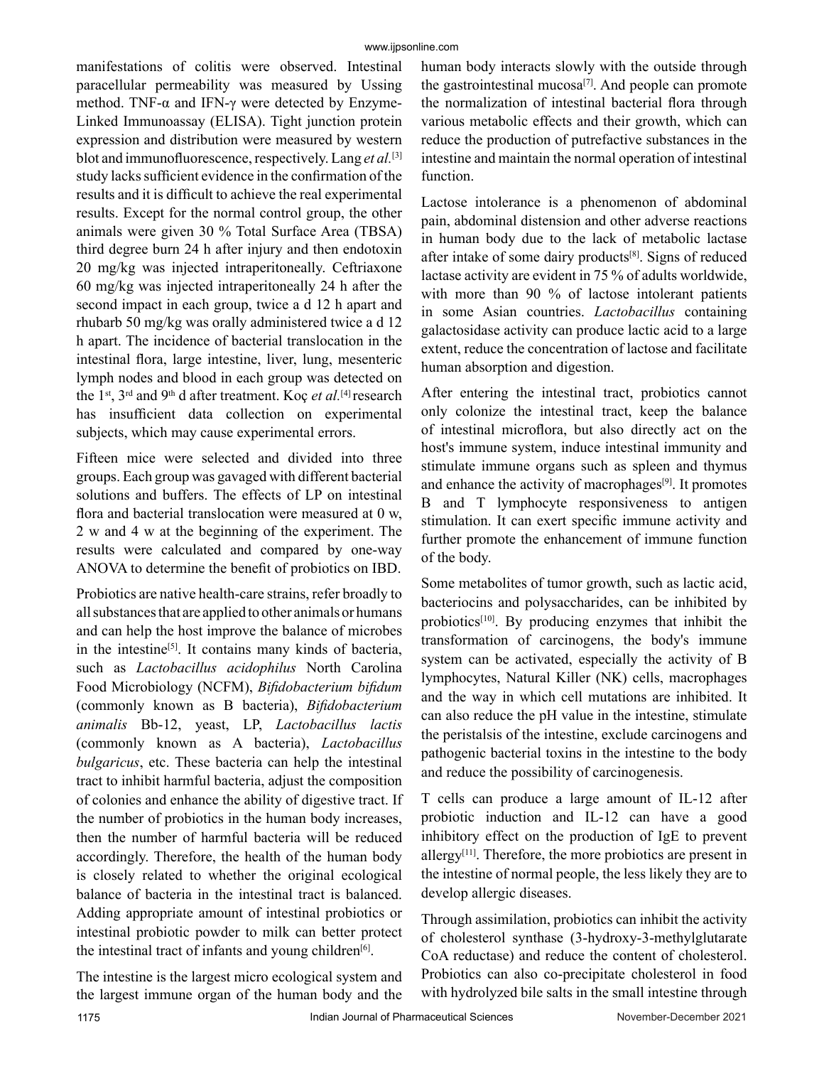manifestations of colitis were observed. Intestinal paracellular permeability was measured by Ussing method. TNF-α and IFN-γ were detected by Enzyme-Linked Immunoassay (ELISA). Tight junction protein expression and distribution were measured by western blot and immunofluorescence, respectively. Lang *et al.*[3] study lacks sufficient evidence in the confirmation of the results and it is difficult to achieve the real experimental results. Except for the normal control group, the other animals were given 30 % Total Surface Area (TBSA) third degree burn 24 h after injury and then endotoxin 20 mg/kg was injected intraperitoneally. Ceftriaxone 60 mg/kg was injected intraperitoneally 24 h after the second impact in each group, twice a d 12 h apart and rhubarb 50 mg/kg was orally administered twice a d 12 h apart. The incidence of bacterial translocation in the intestinal flora, large intestine, liver, lung, mesenteric lymph nodes and blood in each group was detected on the 1st, 3rd and 9th d after treatment. Koç *et al.*[4] research has insufficient data collection on experimental subjects, which may cause experimental errors.

Fifteen mice were selected and divided into three groups. Each group was gavaged with different bacterial solutions and buffers. The effects of LP on intestinal flora and bacterial translocation were measured at 0 w, 2 w and 4 w at the beginning of the experiment. The results were calculated and compared by one-way ANOVA to determine the benefit of probiotics on IBD.

Probiotics are native health-care strains, refer broadly to all substances that are applied to other animals or humans and can help the host improve the balance of microbes in the intestine[5]. It contains many kinds of bacteria, such as *Lactobacillus acidophilus* North Carolina Food Microbiology (NCFM), *Bifidobacterium bifidum* (commonly known as B bacteria), *Bifidobacterium animalis* Bb-12, yeast, LP, *Lactobacillus lactis* (commonly known as A bacteria), *Lactobacillus bulgaricus*, etc. These bacteria can help the intestinal tract to inhibit harmful bacteria, adjust the composition of colonies and enhance the ability of digestive tract. If the number of probiotics in the human body increases, then the number of harmful bacteria will be reduced accordingly. Therefore, the health of the human body is closely related to whether the original ecological balance of bacteria in the intestinal tract is balanced. Adding appropriate amount of intestinal probiotics or intestinal probiotic powder to milk can better protect the intestinal tract of infants and young children[6].

The intestine is the largest micro ecological system and the largest immune organ of the human body and the human body interacts slowly with the outside through the gastrointestinal mucosa[7]. And people can promote the normalization of intestinal bacterial flora through various metabolic effects and their growth, which can reduce the production of putrefactive substances in the intestine and maintain the normal operation of intestinal function.

Lactose intolerance is a phenomenon of abdominal pain, abdominal distension and other adverse reactions in human body due to the lack of metabolic lactase after intake of some dairy products[8]. Signs of reduced lactase activity are evident in 75 % of adults worldwide, with more than 90 % of lactose intolerant patients in some Asian countries. *Lactobacillus* containing galactosidase activity can produce lactic acid to a large extent, reduce the concentration of lactose and facilitate human absorption and digestion.

After entering the intestinal tract, probiotics cannot only colonize the intestinal tract, keep the balance of intestinal microflora, but also directly act on the host's immune system, induce intestinal immunity and stimulate immune organs such as spleen and thymus and enhance the activity of macrophages[9]. It promotes B and T lymphocyte responsiveness to antigen stimulation. It can exert specific immune activity and further promote the enhancement of immune function of the body.

Some metabolites of tumor growth, such as lactic acid, bacteriocins and polysaccharides, can be inhibited by probiotics[10]. By producing enzymes that inhibit the transformation of carcinogens, the body's immune system can be activated, especially the activity of B lymphocytes, Natural Killer (NK) cells, macrophages and the way in which cell mutations are inhibited. It can also reduce the pH value in the intestine, stimulate the peristalsis of the intestine, exclude carcinogens and pathogenic bacterial toxins in the intestine to the body and reduce the possibility of carcinogenesis.

T cells can produce a large amount of IL-12 after probiotic induction and IL-12 can have a good inhibitory effect on the production of IgE to prevent allergy[11]. Therefore, the more probiotics are present in the intestine of normal people, the less likely they are to develop allergic diseases.

Through assimilation, probiotics can inhibit the activity of cholesterol synthase (3-hydroxy-3-methylglutarate CoA reductase) and reduce the content of cholesterol. Probiotics can also co-precipitate cholesterol in food with hydrolyzed bile salts in the small intestine through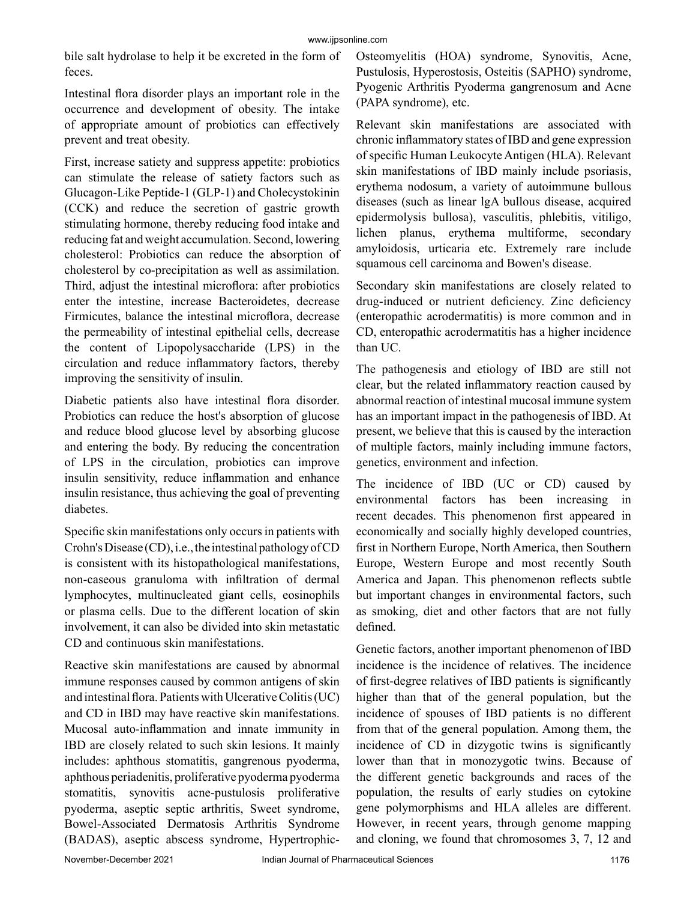bile salt hydrolase to help it be excreted in the form of feces.

Intestinal flora disorder plays an important role in the occurrence and development of obesity. The intake of appropriate amount of probiotics can effectively prevent and treat obesity.

First, increase satiety and suppress appetite: probiotics can stimulate the release of satiety factors such as Glucagon-Like Peptide-1 (GLP-1) and Cholecystokinin (CCK) and reduce the secretion of gastric growth stimulating hormone, thereby reducing food intake and reducing fat and weight accumulation. Second, lowering cholesterol: Probiotics can reduce the absorption of cholesterol by co-precipitation as well as assimilation. Third, adjust the intestinal microflora: after probiotics enter the intestine, increase Bacteroidetes, decrease Firmicutes, balance the intestinal microflora, decrease the permeability of intestinal epithelial cells, decrease the content of Lipopolysaccharide (LPS) in the circulation and reduce inflammatory factors, thereby improving the sensitivity of insulin.

Diabetic patients also have intestinal flora disorder. Probiotics can reduce the host's absorption of glucose and reduce blood glucose level by absorbing glucose and entering the body. By reducing the concentration of LPS in the circulation, probiotics can improve insulin sensitivity, reduce inflammation and enhance insulin resistance, thus achieving the goal of preventing diabetes.

Specific skin manifestations only occurs in patients with Crohn's Disease (CD), i.e., the intestinal pathology of CD is consistent with its histopathological manifestations, non-caseous granuloma with infiltration of dermal lymphocytes, multinucleated giant cells, eosinophils or plasma cells. Due to the different location of skin involvement, it can also be divided into skin metastatic CD and continuous skin manifestations.

Reactive skin manifestations are caused by abnormal immune responses caused by common antigens of skin and intestinal flora. Patients with Ulcerative Colitis (UC) and CD in IBD may have reactive skin manifestations. Mucosal auto-inflammation and innate immunity in IBD are closely related to such skin lesions. It mainly includes: aphthous stomatitis, gangrenous pyoderma, aphthous periadenitis, proliferative pyoderma pyoderma stomatitis, synovitis acne-pustulosis proliferative pyoderma, aseptic septic arthritis, Sweet syndrome, Bowel-Associated Dermatosis Arthritis Syndrome (BADAS), aseptic abscess syndrome, Hypertrophic-Osteomyelitis (HOA) syndrome, Synovitis, Acne, Pustulosis, Hyperostosis, Osteitis (SAPHO) syndrome, Pyogenic Arthritis Pyoderma gangrenosum and Acne (PAPA syndrome), etc.

Relevant skin manifestations are associated with chronic inflammatory states of IBD and gene expression of specific Human Leukocyte Antigen (HLA). Relevant skin manifestations of IBD mainly include psoriasis, erythema nodosum, a variety of autoimmune bullous diseases (such as linear lgA bullous disease, acquired epidermolysis bullosa), vasculitis, phlebitis, vitiligo, lichen planus, erythema multiforme, secondary amyloidosis, urticaria etc. Extremely rare include squamous cell carcinoma and Bowen's disease.

Secondary skin manifestations are closely related to drug-induced or nutrient deficiency. Zinc deficiency (enteropathic acrodermatitis) is more common and in CD, enteropathic acrodermatitis has a higher incidence than UC.

The pathogenesis and etiology of IBD are still not clear, but the related inflammatory reaction caused by abnormal reaction of intestinal mucosal immune system has an important impact in the pathogenesis of IBD. At present, we believe that this is caused by the interaction of multiple factors, mainly including immune factors, genetics, environment and infection.

The incidence of IBD (UC or CD) caused by environmental factors has been increasing in recent decades. This phenomenon first appeared in economically and socially highly developed countries, first in Northern Europe, North America, then Southern Europe, Western Europe and most recently South America and Japan. This phenomenon reflects subtle but important changes in environmental factors, such as smoking, diet and other factors that are not fully defined.

Genetic factors, another important phenomenon of IBD incidence is the incidence of relatives. The incidence of first-degree relatives of IBD patients is significantly higher than that of the general population, but the incidence of spouses of IBD patients is no different from that of the general population. Among them, the incidence of CD in dizygotic twins is significantly lower than that in monozygotic twins. Because of the different genetic backgrounds and races of the population, the results of early studies on cytokine gene polymorphisms and HLA alleles are different. However, in recent years, through genome mapping and cloning, we found that chromosomes 3, 7, 12 and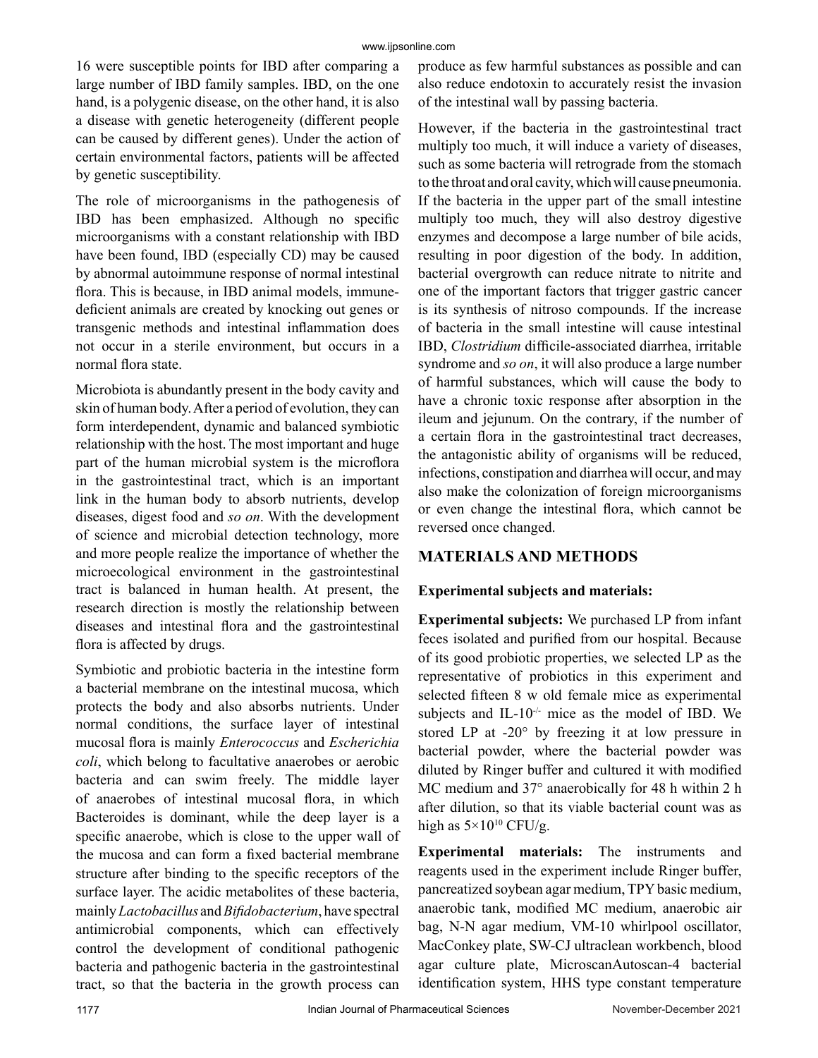16 were susceptible points for IBD after comparing a large number of IBD family samples. IBD, on the one hand, is a polygenic disease, on the other hand, it is also a disease with genetic heterogeneity (different people can be caused by different genes). Under the action of certain environmental factors, patients will be affected by genetic susceptibility.

The role of microorganisms in the pathogenesis of IBD has been emphasized. Although no specific microorganisms with a constant relationship with IBD have been found, IBD (especially CD) may be caused by abnormal autoimmune response of normal intestinal flora. This is because, in IBD animal models, immune-deficient animals are created by knocking out genes or transgenic methods and intestinal inflammation does not occur in a sterile environment, but occurs in a normal flora state.

Microbiota is abundantly present in the body cavity and skin of human body. After a period of evolution, they can form interdependent, dynamic and balanced symbiotic relationship with the host. The most important and huge part of the human microbial system is the microflora in the gastrointestinal tract, which is an important link in the human body to absorb nutrients, develop diseases, digest food and *so on*. With the development of science and microbial detection technology, more and more people realize the importance of whether the microecological environment in the gastrointestinal tract is balanced in human health. At present, the research direction is mostly the relationship between diseases and intestinal flora and the gastrointestinal flora is affected by drugs.

Symbiotic and probiotic bacteria in the intestine form a bacterial membrane on the intestinal mucosa, which protects the body and also absorbs nutrients. Under normal conditions, the surface layer of intestinal mucosal flora is mainly *Enterococcus* and *Escherichia coli*, which belong to facultative anaerobes or aerobic bacteria and can swim freely. The middle layer of anaerobes of intestinal mucosal flora, in which Bacteroides is dominant, while the deep layer is a specific anaerobe, which is close to the upper wall of the mucosa and can form a fixed bacterial membrane structure after binding to the specific receptors of the surface layer. The acidic metabolites of these bacteria, mainly *Lactobacillus* and *Bifidobacterium*, have spectral antimicrobial components, which can effectively control the development of conditional pathogenic bacteria and pathogenic bacteria in the gastrointestinal tract, so that the bacteria in the growth process can produce as few harmful substances as possible and can also reduce endotoxin to accurately resist the invasion of the intestinal wall by passing bacteria.

However, if the bacteria in the gastrointestinal tract multiply too much, it will induce a variety of diseases, such as some bacteria will retrograde from the stomach to the throat and oral cavity, which will cause pneumonia. If the bacteria in the upper part of the small intestine multiply too much, they will also destroy digestive enzymes and decompose a large number of bile acids, resulting in poor digestion of the body. In addition, bacterial overgrowth can reduce nitrate to nitrite and one of the important factors that trigger gastric cancer is its synthesis of nitroso compounds. If the increase of bacteria in the small intestine will cause intestinal IBD, *Clostridium* difficile-associated diarrhea, irritable syndrome and *so on*, it will also produce a large number of harmful substances, which will cause the body to have a chronic toxic response after absorption in the ileum and jejunum. On the contrary, if the number of a certain flora in the gastrointestinal tract decreases, the antagonistic ability of organisms will be reduced, infections, constipation and diarrhea will occur, and may also make the colonization of foreign microorganisms or even change the intestinal flora, which cannot be reversed once changed.

## MATERIALS AND METHODS

### Experimental subjects and materials:

**Experimental subjects:** We purchased LP from infant feces isolated and purified from our hospital. Because of its good probiotic properties, we selected LP as the representative of probiotics in this experiment and selected fifteen 8 w old female mice as experimental subjects and IL-$10^{-/-}$ mice as the model of IBD. We stored LP at -20° by freezing it at low pressure in bacterial powder, where the bacterial powder was diluted by Ringer buffer and cultured it with modified MC medium and 37° anaerobically for 48 h within 2 h after dilution, so that its viable bacterial count was as high as $5\times10^{10}$ CFU/g.

**Experimental materials:** The instruments and reagents used in the experiment include Ringer buffer, pancreatized soybean agar medium, TPY basic medium, anaerobic tank, modified MC medium, anaerobic air bag, N-N agar medium, VM-10 whirlpool oscillator, MacConkey plate, SW-CJ ultraclean workbench, blood agar culture plate, MicroscanAutoscan-4 bacterial identification system, HHS type constant temperature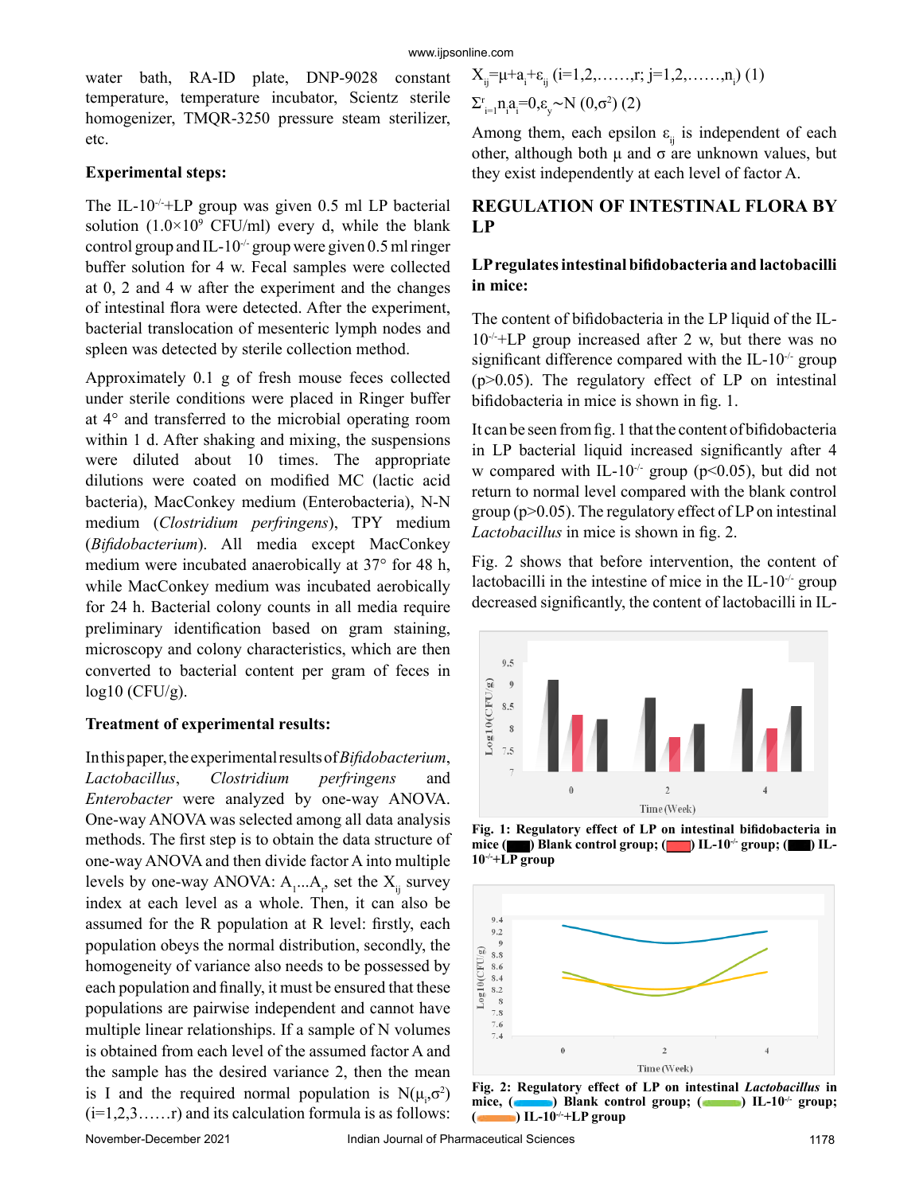water bath, RA-ID plate, DNP-9028 constant temperature, temperature incubator, Scientz sterile homogenizer, TMQR-3250 pressure steam sterilizer, etc.

**Experimental steps:**

The IL-$10^{-/-}$+LP group was given 0.5 ml LP bacterial solution ($1.0\times10^9$ CFU/ml) every d, while the blank control group and IL-$10^{-/-}$ group were given 0.5 ml ringer buffer solution for 4 w. Fecal samples were collected at 0, 2 and 4 w after the experiment and the changes of intestinal flora were detected. After the experiment, bacterial translocation of mesenteric lymph nodes and spleen was detected by sterile collection method.

Approximately 0.1 g of fresh mouse feces collected under sterile conditions were placed in Ringer buffer at 4° and transferred to the microbial operating room within 1 d. After shaking and mixing, the suspensions were diluted about 10 times. The appropriate dilutions were coated on modified MC (lactic acid bacteria), MacConkey medium (Enterobacteria), N-N medium (*Clostridium perfringens*), TPY medium (*Bifidobacterium*). All media except MacConkey medium were incubated anaerobically at 37° for 48 h, while MacConkey medium was incubated aerobically for 24 h. Bacterial colony counts in all media require preliminary identification based on gram staining, microscopy and colony characteristics, which are then converted to bacterial content per gram of feces in log10 (CFU/g).

**Treatment of experimental results:**

In this paper, the experimental results of *Bifidobacterium*, *Lactobacillus*, *Clostridium perfringens* and *Enterobacter* were analyzed by one-way ANOVA. One-way ANOVA was selected among all data analysis methods. The first step is to obtain the data structure of one-way ANOVA and then divide factor A into multiple levels by one-way ANOVA: $A_1...A_r$, set the $X_{ij}$ survey index at each level as a whole. Then, it can also be assumed for the R population at R level: firstly, each population obeys the normal distribution, secondly, the homogeneity of variance also needs to be possessed by each population and finally, it must be ensured that these populations are pairwise independent and cannot have multiple linear relationships. If a sample of N volumes is obtained from each level of the assumed factor A and the sample has the desired variance 2, then the mean is I and the required normal population is $N(\mu_i,\sigma^2)$ ($i=1,2,3......r$) and its calculation formula is as follows:

$$X_{ij}=\mu+a_i+\varepsilon_{ij}\ (i=1,2,......,r;\ j=1,2,......,n_i)\ (1)$$

$$\Sigma^r_{i=1}n_ia_i=0,\varepsilon_y\sim N(0,\sigma^2)\ (2)$$

Among them, each epsilon $\varepsilon_{ij}$ is independent of each other, although both $\mu$ and $\sigma$ are unknown values, but they exist independently at each level of factor A.

## REGULATION OF INTESTINAL FLORA BY LP

**LP regulates intestinal bifidobacteria and lactobacilli in mice:**

The content of bifidobacteria in the LP liquid of the IL-$10^{-/-}$+LP group increased after 2 w, but there was no significant difference compared with the IL-$10^{-/-}$ group ($p>0.05$). The regulatory effect of LP on intestinal bifidobacteria in mice is shown in fig. 1.

It can be seen from fig. 1 that the content of bifidobacteria in LP bacterial liquid increased significantly after 4 w compared with IL-$10^{-/-}$ group ($p<0.05$), but did not return to normal level compared with the blank control group ($p>0.05$). The regulatory effect of LP on intestinal *Lactobacillus* in mice is shown in fig. 2.

Fig. 2 shows that before intervention, the content of lactobacilli in the intestine of mice in the IL-$10^{-/-}$ group decreased significantly, the content of lactobacilli in IL-

**Fig. 1: Regulatory effect of LP on intestinal bifidobacteria in mice (■) Blank control group; (■) IL-$10^{-/-}$ group; (■) IL-$10^{-/-}$+LP group**

**Fig. 2: Regulatory effect of LP on intestinal *Lactobacillus* in mice, (—) Blank control group; (—) IL-$10^{-/-}$ group; (—) IL-$10^{-/-}$+LP group**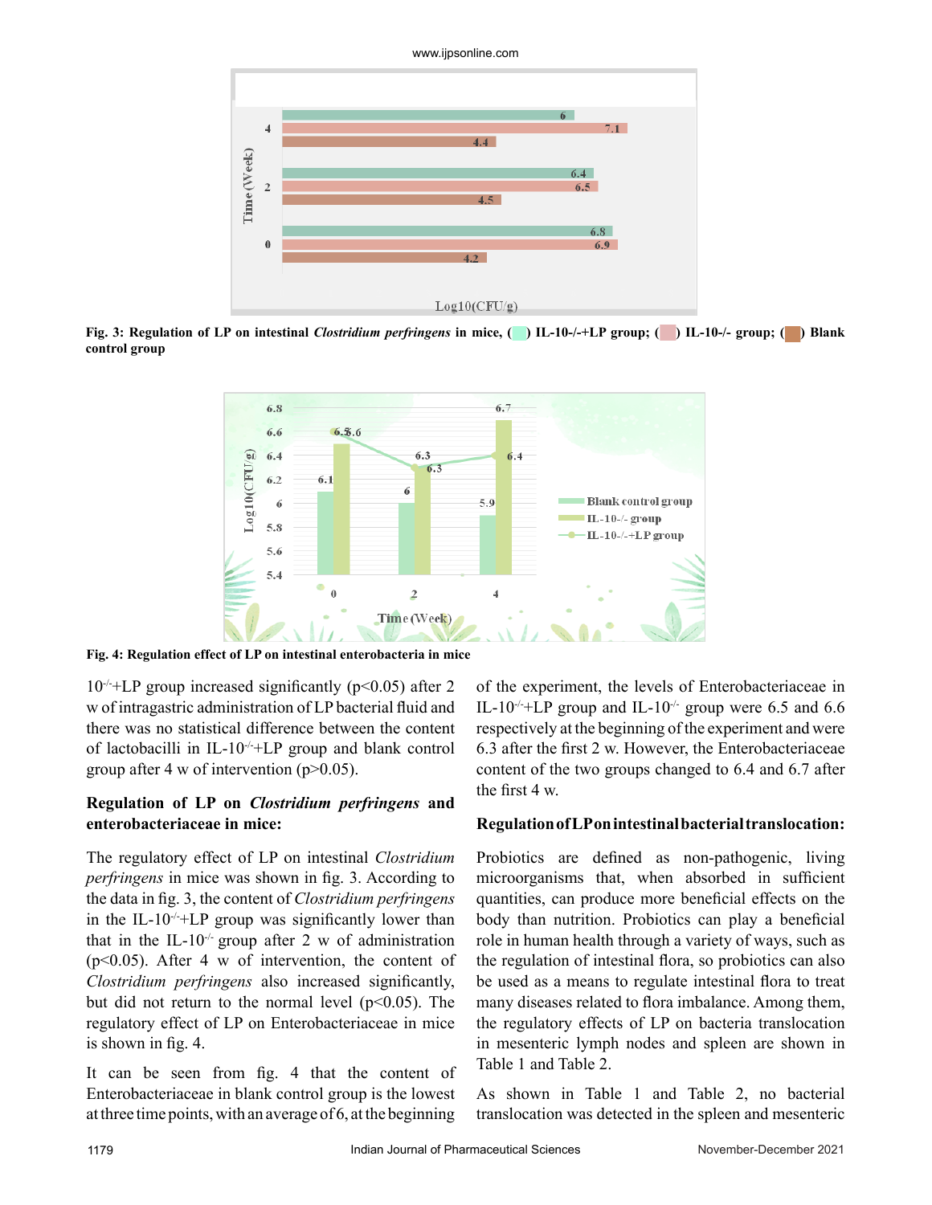Fig. 3: Regulation of LP on intestinal *Clostridium perfringens* in mice, ( ) IL-10-/-+LP group; ( ) IL-10-/- group; ( ) Blank control group

Fig. 4: Regulation effect of LP on intestinal enterobacteria in mice

$10^{-/-}$+LP group increased significantly ($p<0.05$) after 2 w of intragastric administration of LP bacterial fluid and there was no statistical difference between the content of lactobacilli in IL-$10^{-/-}$+LP group and blank control group after 4 w of intervention ($p>0.05$).

## Regulation of LP on *Clostridium perfringens* and enterobacteriaceae in mice:

The regulatory effect of LP on intestinal *Clostridium perfringens* in mice was shown in fig. 3. According to the data in fig. 3, the content of *Clostridium perfringens* in the IL-$10^{-/-}$+LP group was significantly lower than that in the IL-$10^{-/-}$ group after 2 w of administration ($p<0.05$). After 4 w of intervention, the content of *Clostridium perfringens* also increased significantly, but did not return to the normal level ($p<0.05$). The regulatory effect of LP on Enterobacteriaceae in mice is shown in fig. 4.

It can be seen from fig. 4 that the content of Enterobacteriaceae in blank control group is the lowest at three time points, with an average of 6, at the beginning of the experiment, the levels of Enterobacteriaceae in IL-$10^{-/-}$+LP group and IL-$10^{-/-}$ group were 6.5 and 6.6 respectively at the beginning of the experiment and were 6.3 after the first 2 w. However, the Enterobacteriaceae content of the two groups changed to 6.4 and 6.7 after the first 4 w.

## Regulation of LP on intestinal bacterial translocation:

Probiotics are defined as non-pathogenic, living microorganisms that, when absorbed in sufficient quantities, can produce more beneficial effects on the body than nutrition. Probiotics can play a beneficial role in human health through a variety of ways, such as the regulation of intestinal flora, so probiotics can also be used as a means to regulate intestinal flora to treat many diseases related to flora imbalance. Among them, the regulatory effects of LP on bacteria translocation in mesenteric lymph nodes and spleen are shown in Table 1 and Table 2.

As shown in Table 1 and Table 2, no bacterial translocation was detected in the spleen and mesenteric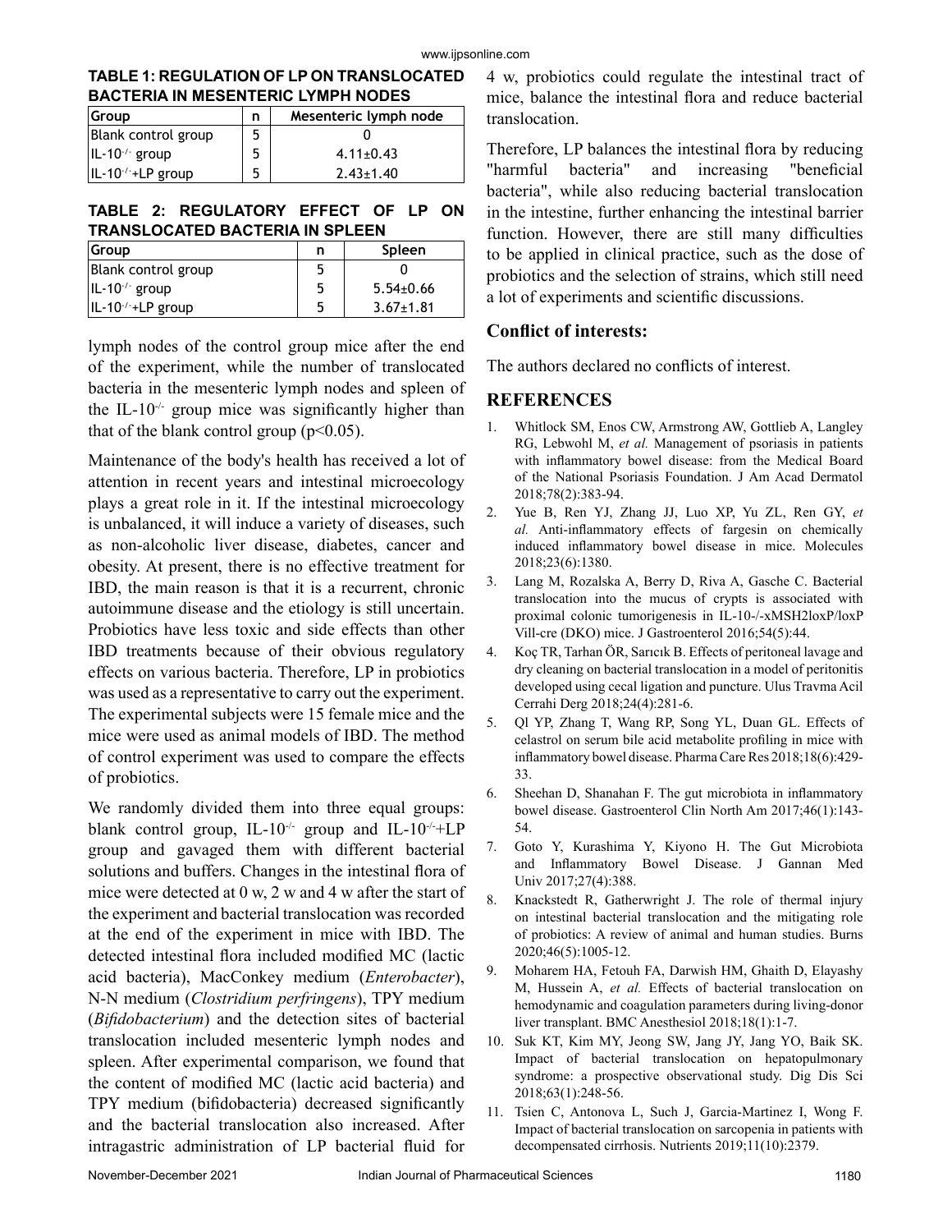**TABLE 1: REGULATION OF LP ON TRANSLOCATED BACTERIA IN MESENTERIC LYMPH NODES**

| Group | n | Mesenteric lymph node |
|---|---|---|
| Blank control group | 5 | 0 |
| IL-$10^{-/-}$ group | 5 | 4.11±0.43 |
| IL-$10^{-/-}$+LP group | 5 | 2.43±1.40 |

**TABLE 2: REGULATORY EFFECT OF LP ON TRANSLOCATED BACTERIA IN SPLEEN**

| Group | n | Spleen |
|---|---|---|
| Blank control group | 5 | 0 |
| IL-$10^{-/-}$ group | 5 | 5.54±0.66 |
| IL-$10^{-/-}$+LP group | 5 | 3.67±1.81 |

lymph nodes of the control group mice after the end of the experiment, while the number of translocated bacteria in the mesenteric lymph nodes and spleen of the IL-$10^{-/-}$ group mice was significantly higher than that of the blank control group ($p<0.05$).

Maintenance of the body's health has received a lot of attention in recent years and intestinal microecology plays a great role in it. If the intestinal microecology is unbalanced, it will induce a variety of diseases, such as non-alcoholic liver disease, diabetes, cancer and obesity. At present, there is no effective treatment for IBD, the main reason is that it is a recurrent, chronic autoimmune disease and the etiology is still uncertain. Probiotics have less toxic and side effects than other IBD treatments because of their obvious regulatory effects on various bacteria. Therefore, LP in probiotics was used as a representative to carry out the experiment. The experimental subjects were 15 female mice and the mice were used as animal models of IBD. The method of control experiment was used to compare the effects of probiotics.

We randomly divided them into three equal groups: blank control group, IL-$10^{-/-}$ group and IL-$10^{-/-}$+LP group and gavaged them with different bacterial solutions and buffers. Changes in the intestinal flora of mice were detected at 0 w, 2 w and 4 w after the start of the experiment and bacterial translocation was recorded at the end of the experiment in mice with IBD. The detected intestinal flora included modified MC (lactic acid bacteria), MacConkey medium (*Enterobacter*), N-N medium (*Clostridium perfringens*), TPY medium (*Bifidobacterium*) and the detection sites of bacterial translocation included mesenteric lymph nodes and spleen. After experimental comparison, we found that the content of modified MC (lactic acid bacteria) and TPY medium (bifidobacteria) decreased significantly and the bacterial translocation also increased. After intragastric administration of LP bacterial fluid for 4 w, probiotics could regulate the intestinal tract of mice, balance the intestinal flora and reduce bacterial translocation.

Therefore, LP balances the intestinal flora by reducing "harmful bacteria" and increasing "beneficial bacteria", while also reducing bacterial translocation in the intestine, further enhancing the intestinal barrier function. However, there are still many difficulties to be applied in clinical practice, such as the dose of probiotics and the selection of strains, which still need a lot of experiments and scientific discussions.

## Conflict of interests:

The authors declared no conflicts of interest.

## REFERENCES

1. Whitlock SM, Enos CW, Armstrong AW, Gottlieb A, Langley RG, Lebwohl M, *et al.* Management of psoriasis in patients with inflammatory bowel disease: from the Medical Board of the National Psoriasis Foundation. J Am Acad Dermatol 2018;78(2):383-94.
2. Yue B, Ren YJ, Zhang JJ, Luo XP, Yu ZL, Ren GY, *et al.* Anti-inflammatory effects of fargesin on chemically induced inflammatory bowel disease in mice. Molecules 2018;23(6):1380.
3. Lang M, Rozalska A, Berry D, Riva A, Gasche C. Bacterial translocation into the mucus of crypts is associated with proximal colonic tumorigenesis in IL-10-/-xMSH2loxP/loxP Vill-cre (DKO) mice. J Gastroenterol 2016;54(5):44.
4. Koç TR, Tarhan ÖR, Sarıcık B. Effects of peritoneal lavage and dry cleaning on bacterial translocation in a model of peritonitis developed using cecal ligation and puncture. Ulus Travma Acil Cerrahi Derg 2018;24(4):281-6.
5. Ql YP, Zhang T, Wang RP, Song YL, Duan GL. Effects of celastrol on serum bile acid metabolite profiling in mice with inflammatory bowel disease. Pharma Care Res 2018;18(6):429-33.
6. Sheehan D, Shanahan F. The gut microbiota in inflammatory bowel disease. Gastroenterol Clin North Am 2017;46(1):143-54.
7. Goto Y, Kurashima Y, Kiyono H. The Gut Microbiota and Inflammatory Bowel Disease. J Gannan Med Univ 2017;27(4):388.
8. Knackstedt R, Gatherwright J. The role of thermal injury on intestinal bacterial translocation and the mitigating role of probiotics: A review of animal and human studies. Burns 2020;46(5):1005-12.
9. Moharem HA, Fetouh FA, Darwish HM, Ghaith D, Elayashy M, Hussein A, *et al.* Effects of bacterial translocation on hemodynamic and coagulation parameters during living-donor liver transplant. BMC Anesthesiol 2018;18(1):1-7.
10. Suk KT, Kim MY, Jeong SW, Jang JY, Jang YO, Baik SK. Impact of bacterial translocation on hepatopulmonary syndrome: a prospective observational study. Dig Dis Sci 2018;63(1):248-56.
11. Tsien C, Antonova L, Such J, Garcia-Martinez I, Wong F. Impact of bacterial translocation on sarcopenia in patients with decompensated cirrhosis. Nutrients 2019;11(10):2379.